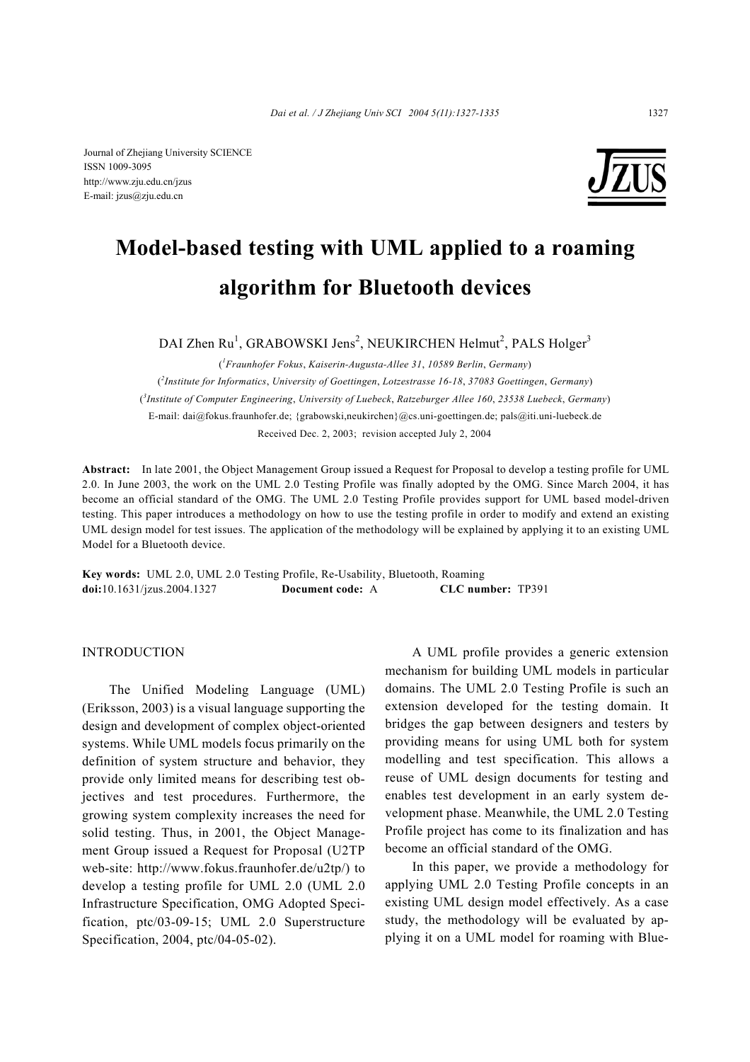Journal of Zhejiang University SCIENCE
ISSN 1009-3095
http://www.zju.edu.cn/jzus
E-mail: jzus@zju.edu.cn

# Model-based testing with UML applied to a roaming algorithm for Bluetooth devices

DAI Zhen Ru[1], GRABOWSKI Jens[2], NEUKIRCHEN Helmut[2], PALS Holger[3]

([1]*Fraunhofer Fokus*, *Kaiserin-Augusta-Allee 31*, *10589 Berlin*, *Germany*)

([2]*Institute for Informatics*, *University of Goettingen*, *Lotzestrasse 16-18*, *37083 Goettingen*, *Germany*)

([3]*Institute of Computer Engineering*, *University of Luebeck*, *Ratzeburger Allee 160*, *23538 Luebeck*, *Germany*)

E-mail: dai@fokus.fraunhofer.de; {grabowski,neukirchen}@cs.uni-goettingen.de; pals@iti.uni-luebeck.de

Received Dec. 2, 2003; revision accepted July 2, 2004

**Abstract:** In late 2001, the Object Management Group issued a Request for Proposal to develop a testing profile for UML 2.0. In June 2003, the work on the UML 2.0 Testing Profile was finally adopted by the OMG. Since March 2004, it has become an official standard of the OMG. The UML 2.0 Testing Profile provides support for UML based model-driven testing. This paper introduces a methodology on how to use the testing profile in order to modify and extend an existing UML design model for test issues. The application of the methodology will be explained by applying it to an existing UML Model for a Bluetooth device.

**Key words:** UML 2.0, UML 2.0 Testing Profile, Re-Usability, Bluetooth, Roaming
**doi:**10.1631/jzus.2004.1327 **Document code:** A **CLC number:** TP391

## INTRODUCTION

The Unified Modeling Language (UML) (Eriksson, 2003) is a visual language supporting the design and development of complex object-oriented systems. While UML models focus primarily on the definition of system structure and behavior, they provide only limited means for describing test objectives and test procedures. Furthermore, the growing system complexity increases the need for solid testing. Thus, in 2001, the Object Management Group issued a Request for Proposal (U2TP web-site: http://www.fokus.fraunhofer.de/u2tp/) to develop a testing profile for UML 2.0 (UML 2.0 Infrastructure Specification, OMG Adopted Specification, ptc/03-09-15; UML 2.0 Superstructure Specification, 2004, ptc/04-05-02).

A UML profile provides a generic extension mechanism for building UML models in particular domains. The UML 2.0 Testing Profile is such an extension developed for the testing domain. It bridges the gap between designers and testers by providing means for using UML both for system modelling and test specification. This allows a reuse of UML design documents for testing and enables test development in an early system development phase. Meanwhile, the UML 2.0 Testing Profile project has come to its finalization and has become an official standard of the OMG.

In this paper, we provide a methodology for applying UML 2.0 Testing Profile concepts in an existing UML design model effectively. As a case study, the methodology will be evaluated by applying it on a UML model for roaming with Blue-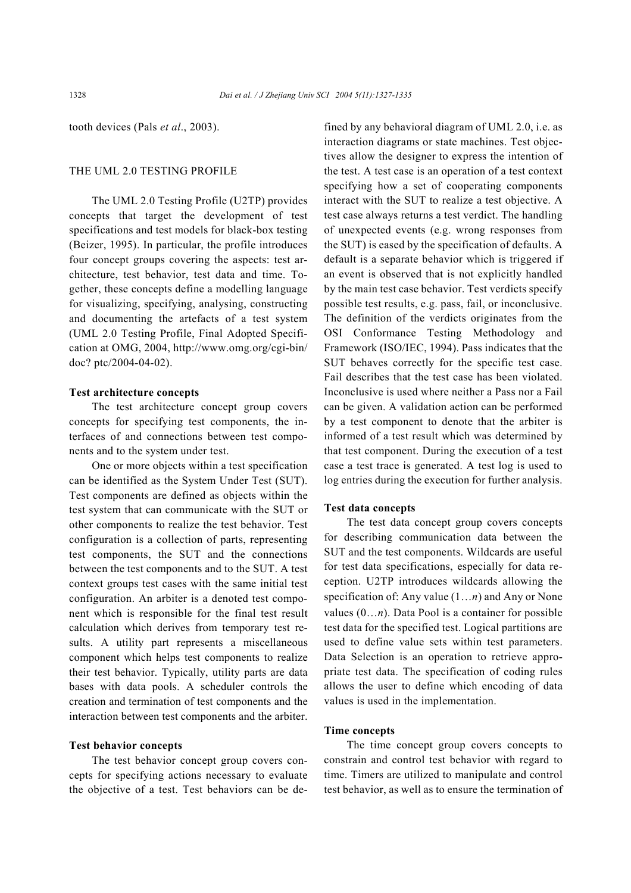tooth devices (Pals *et al*., 2003).

## THE UML 2.0 TESTING PROFILE

The UML 2.0 Testing Profile (U2TP) provides concepts that target the development of test specifications and test models for black-box testing (Beizer, 1995). In particular, the profile introduces four concept groups covering the aspects: test architecture, test behavior, test data and time. Together, these concepts define a modelling language for visualizing, specifying, analysing, constructing and documenting the artefacts of a test system (UML 2.0 Testing Profile, Final Adopted Specification at OMG, 2004, http://www.omg.org/cgi-bin/doc? ptc/2004-04-02).

### Test architecture concepts

The test architecture concept group covers concepts for specifying test components, the interfaces of and connections between test components and to the system under test.

One or more objects within a test specification can be identified as the System Under Test (SUT). Test components are defined as objects within the test system that can communicate with the SUT or other components to realize the test behavior. Test configuration is a collection of parts, representing test components, the SUT and the connections between the test components and to the SUT. A test context groups test cases with the same initial test configuration. An arbiter is a denoted test component which is responsible for the final test result calculation which derives from temporary test results. A utility part represents a miscellaneous component which helps test components to realize their test behavior. Typically, utility parts are data bases with data pools. A scheduler controls the creation and termination of test components and the interaction between test components and the arbiter.

### Test behavior concepts

The test behavior concept group covers concepts for specifying actions necessary to evaluate the objective of a test. Test behaviors can be defined by any behavioral diagram of UML 2.0, i.e. as interaction diagrams or state machines. Test objectives allow the designer to express the intention of the test. A test case is an operation of a test context specifying how a set of cooperating components interact with the SUT to realize a test objective. A test case always returns a test verdict. The handling of unexpected events (e.g. wrong responses from the SUT) is eased by the specification of defaults. A default is a separate behavior which is triggered if an event is observed that is not explicitly handled by the main test case behavior. Test verdicts specify possible test results, e.g. pass, fail, or inconclusive. The definition of the verdicts originates from the OSI Conformance Testing Methodology and Framework (ISO/IEC, 1994). Pass indicates that the SUT behaves correctly for the specific test case. Fail describes that the test case has been violated. Inconclusive is used where neither a Pass nor a Fail can be given. A validation action can be performed by a test component to denote that the arbiter is informed of a test result which was determined by that test component. During the execution of a test case a test trace is generated. A test log is used to log entries during the execution for further analysis.

### Test data concepts

The test data concept group covers concepts for describing communication data between the SUT and the test components. Wildcards are useful for test data specifications, especially for data reception. U2TP introduces wildcards allowing the specification of: Any value ($1\ldots n$) and Any or None values ($0\ldots n$). Data Pool is a container for possible test data for the specified test. Logical partitions are used to define value sets within test parameters. Data Selection is an operation to retrieve appropriate test data. The specification of coding rules allows the user to define which encoding of data values is used in the implementation.

### Time concepts

The time concept group covers concepts to constrain and control test behavior with regard to time. Timers are utilized to manipulate and control test behavior, as well as to ensure the termination of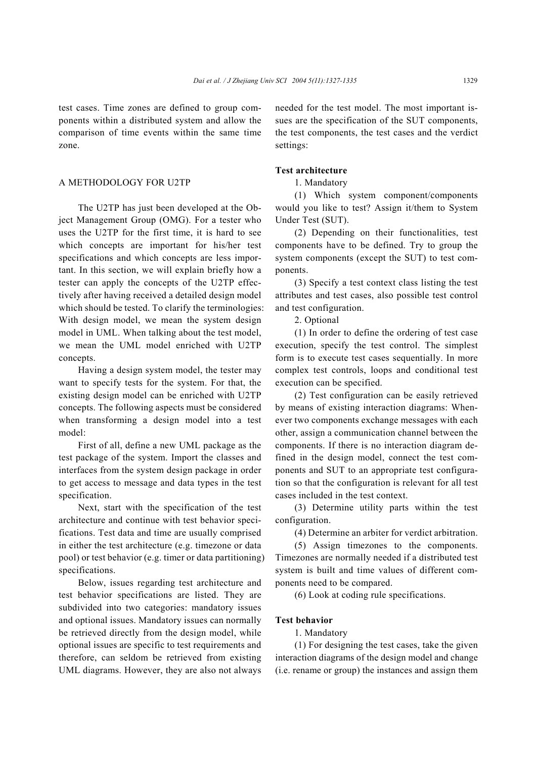test cases. Time zones are defined to group components within a distributed system and allow the comparison of time events within the same time zone.

## A METHODOLOGY FOR U2TP

The U2TP has just been developed at the Object Management Group (OMG). For a tester who uses the U2TP for the first time, it is hard to see which concepts are important for his/her test specifications and which concepts are less important. In this section, we will explain briefly how a tester can apply the concepts of the U2TP effectively after having received a detailed design model which should be tested. To clarify the terminologies: With design model, we mean the system design model in UML. When talking about the test model, we mean the UML model enriched with U2TP concepts.

Having a design system model, the tester may want to specify tests for the system. For that, the existing design model can be enriched with U2TP concepts. The following aspects must be considered when transforming a design model into a test model:

First of all, define a new UML package as the test package of the system. Import the classes and interfaces from the system design package in order to get access to message and data types in the test specification.

Next, start with the specification of the test architecture and continue with test behavior specifications. Test data and time are usually comprised in either the test architecture (e.g. timezone or data pool) or test behavior (e.g. timer or data partitioning) specifications.

Below, issues regarding test architecture and test behavior specifications are listed. They are subdivided into two categories: mandatory issues and optional issues. Mandatory issues can normally be retrieved directly from the design model, while optional issues are specific to test requirements and therefore, can seldom be retrieved from existing UML diagrams. However, they are also not always needed for the test model. The most important issues are the specification of the SUT components, the test components, the test cases and the verdict settings:

**Test architecture**

1. Mandatory

(1) Which system component/components would you like to test? Assign it/them to System Under Test (SUT).

(2) Depending on their functionalities, test components have to be defined. Try to group the system components (except the SUT) to test components.

(3) Specify a test context class listing the test attributes and test cases, also possible test control and test configuration.

2. Optional

(1) In order to define the ordering of test case execution, specify the test control. The simplest form is to execute test cases sequentially. In more complex test controls, loops and conditional test execution can be specified.

(2) Test configuration can be easily retrieved by means of existing interaction diagrams: Whenever two components exchange messages with each other, assign a communication channel between the components. If there is no interaction diagram defined in the design model, connect the test components and SUT to an appropriate test configuration so that the configuration is relevant for all test cases included in the test context.

(3) Determine utility parts within the test configuration.

(4) Determine an arbiter for verdict arbitration.

(5) Assign timezones to the components. Timezones are normally needed if a distributed test system is built and time values of different components need to be compared.

(6) Look at coding rule specifications.

**Test behavior**

1. Mandatory

(1) For designing the test cases, take the given interaction diagrams of the design model and change (i.e. rename or group) the instances and assign them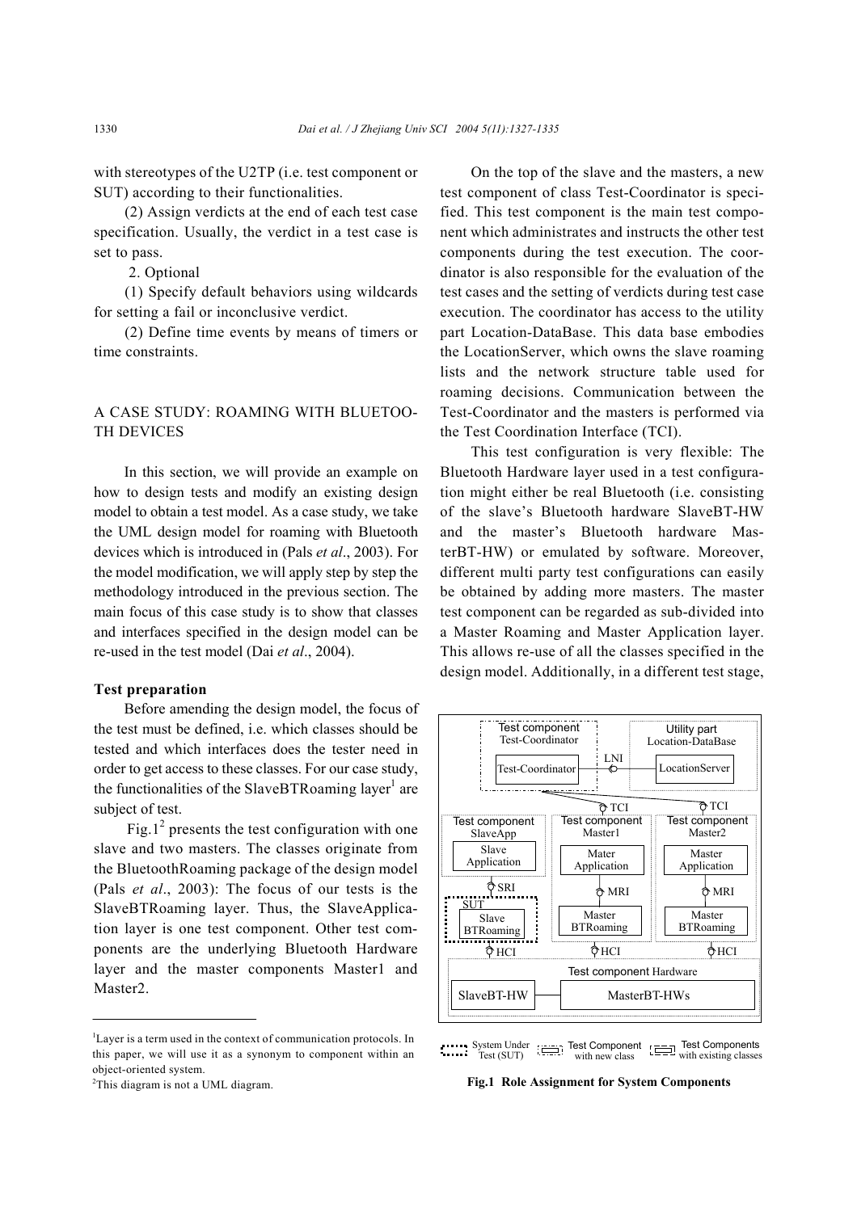with stereotypes of the U2TP (i.e. test component or SUT) according to their functionalities.

(2) Assign verdicts at the end of each test case specification. Usually, the verdict in a test case is set to pass.

2. Optional

(1) Specify default behaviors using wildcards for setting a fail or inconclusive verdict.

(2) Define time events by means of timers or time constraints.

## A CASE STUDY: ROAMING WITH BLUETOOTH DEVICES

In this section, we will provide an example on how to design tests and modify an existing design model to obtain a test model. As a case study, we take the UML design model for roaming with Bluetooth devices which is introduced in (Pals *et al*., 2003). For the model modification, we will apply step by step the methodology introduced in the previous section. The main focus of this case study is to show that classes and interfaces specified in the design model can be re-used in the test model (Dai *et al*., 2004).

### Test preparation

Before amending the design model, the focus of the test must be defined, i.e. which classes should be tested and which interfaces does the tester need in order to get access to these classes. For our case study, the functionalities of the SlaveBTRoaming layer[1] are subject of test.

Fig.1[2] presents the test configuration with one slave and two masters. The classes originate from the BluetoothRoaming package of the design model (Pals *et al*., 2003): The focus of our tests is the SlaveBTRoaming layer. Thus, the SlaveApplication layer is one test component. Other test components are the underlying Bluetooth Hardware layer and the master components Master1 and Master2.

On the top of the slave and the masters, a new test component of class Test-Coordinator is specified. This test component is the main test component which administrates and instructs the other test components during the test execution. The coordinator is also responsible for the evaluation of the test cases and the setting of verdicts during test case execution. The coordinator has access to the utility part Location-DataBase. This data base embodies the LocationServer, which owns the slave roaming lists and the network structure table used for roaming decisions. Communication between the Test-Coordinator and the masters is performed via the Test Coordination Interface (TCI).

This test configuration is very flexible: The Bluetooth Hardware layer used in a test configuration might either be real Bluetooth (i.e. consisting of the slave's Bluetooth hardware SlaveBT-HW and the master's Bluetooth hardware MasterBT-HW) or emulated by software. Moreover, different multi party test configurations can easily be obtained by adding more masters. The master test component can be regarded as sub-divided into a Master Roaming and Master Application layer. This allows re-use of all the classes specified in the design model. Additionally, in a different test stage,

Test component Test-Coordinator
Test-Coordinator
LNI
Utility part Location-DataBase
LocationServer
TCI
TCI
Test component SlaveApp
Slave Application
Test component Master1
Mater Application
Test component Master2
Master Application
SRI
MRI
MRI
SUT
Slave BTRoaming
Master BTRoaming
Master BTRoaming
HCI
HCI
HCI
Test component Hardware
SlaveBT-HW
MasterBT-HWs

System Under Test (SUT)
Test Component with new class
Test Components with existing classes

**Fig.1 Role Assignment for System Components**

---

[1] Layer is a term used in the context of communication protocols. In this paper, we will use it as a synonym to component within an object-oriented system.

[2] This diagram is not a UML diagram.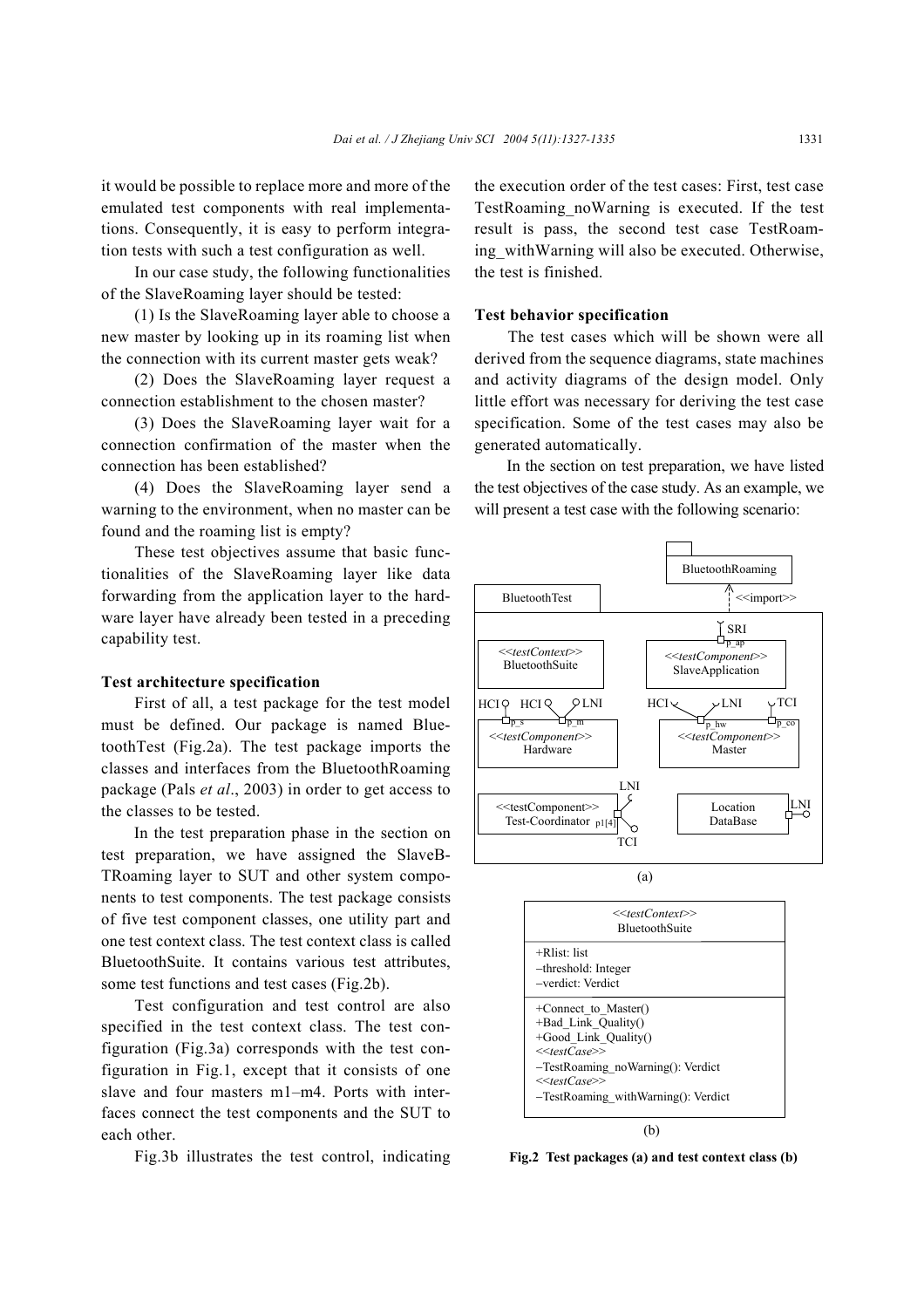it would be possible to replace more and more of the emulated test components with real implementations. Consequently, it is easy to perform integration tests with such a test configuration as well.

In our case study, the following functionalities of the SlaveRoaming layer should be tested:

(1) Is the SlaveRoaming layer able to choose a new master by looking up in its roaming list when the connection with its current master gets weak?

(2) Does the SlaveRoaming layer request a connection establishment to the chosen master?

(3) Does the SlaveRoaming layer wait for a connection confirmation of the master when the connection has been established?

(4) Does the SlaveRoaming layer send a warning to the environment, when no master can be found and the roaming list is empty?

These test objectives assume that basic functionalities of the SlaveRoaming layer like data forwarding from the application layer to the hardware layer have already been tested in a preceding capability test.

**Test architecture specification**

First of all, a test package for the test model must be defined. Our package is named BluetoothTest (Fig.2a). The test package imports the classes and interfaces from the BluetoothRoaming package (Pals *et al*., 2003) in order to get access to the classes to be tested.

In the test preparation phase in the section on test preparation, we have assigned the SlaveBTRoaming layer to SUT and other system components to test components. The test package consists of five test component classes, one utility part and one test context class. The test context class is called BluetoothSuite. It contains various test attributes, some test functions and test cases (Fig.2b).

Test configuration and test control are also specified in the test context class. The test configuration (Fig.3a) corresponds with the test configuration in Fig.1, except that it consists of one slave and four masters m1–m4. Ports with interfaces connect the test components and the SUT to each other.

Fig.3b illustrates the test control, indicating the execution order of the test cases: First, test case TestRoaming_noWarning is executed. If the test result is pass, the second test case TestRoaming_withWarning will also be executed. Otherwise, the test is finished.

**Test behavior specification**

The test cases which will be shown were all derived from the sequence diagrams, state machines and activity diagrams of the design model. Only little effort was necessary for deriving the test case specification. Some of the test cases may also be generated automatically.

In the section on test preparation, we have listed the test objectives of the case study. As an example, we will present a test case with the following scenario:

(a)

(b)

**Fig.2 Test packages (a) and test context class (b)**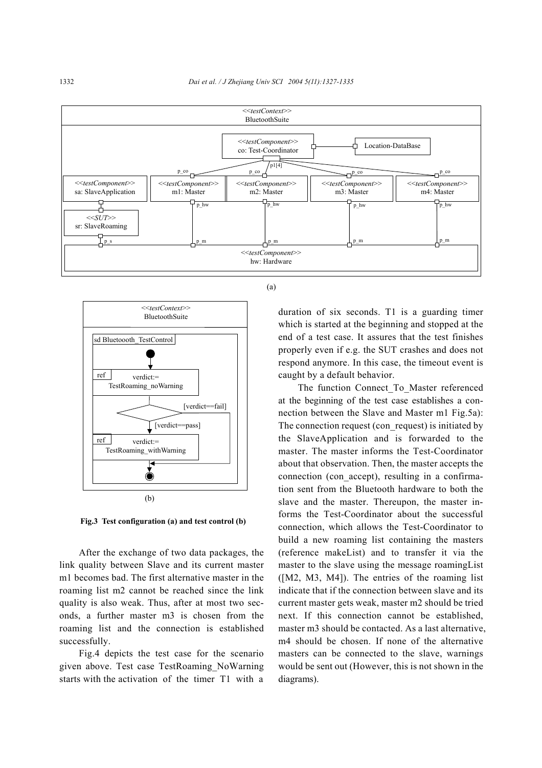Fig.3 Test configuration (a) and test control (b)

After the exchange of two data packages, the link quality between Slave and its current master m1 becomes bad. The first alternative master in the roaming list m2 cannot be reached since the link quality is also weak. Thus, after at most two seconds, a further master m3 is chosen from the roaming list and the connection is established successfully.

Fig.4 depicts the test case for the scenario given above. Test case TestRoaming_NoWarning starts with the activation of the timer T1 with a duration of six seconds. T1 is a guarding timer which is started at the beginning and stopped at the end of a test case. It assures that the test finishes properly even if e.g. the SUT crashes and does not respond anymore. In this case, the timeout event is caught by a default behavior.

The function Connect_To_Master referenced at the beginning of the test case establishes a connection between the Slave and Master m1 Fig.5a): The connection request (con_request) is initiated by the SlaveApplication and is forwarded to the master. The master informs the Test-Coordinator about that observation. Then, the master accepts the connection (con_accept), resulting in a confirmation sent from the Bluetooth hardware to both the slave and the master. Thereupon, the master informs the Test-Coordinator about the successful connection, which allows the Test-Coordinator to build a new roaming list containing the masters (reference makeList) and to transfer it via the master to the slave using the message roamingList ([M2, M3, M4]). The entries of the roaming list indicate that if the connection between slave and its current master gets weak, master m2 should be tried next. If this connection cannot be established, master m3 should be contacted. As a last alternative, m4 should be chosen. If none of the alternative masters can be connected to the slave, warnings would be sent out (However, this is not shown in the diagrams).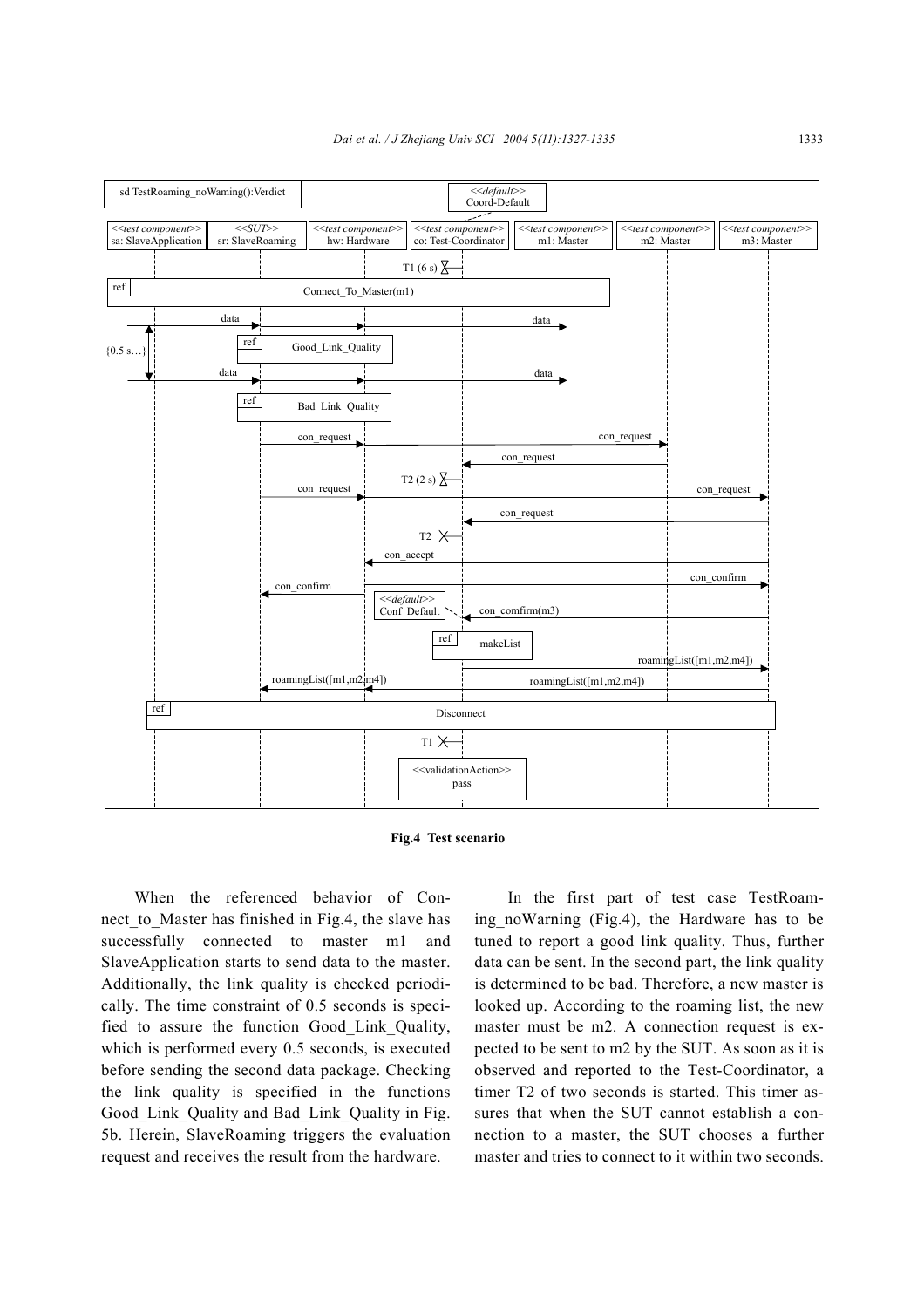Fig.4 Test scenario

When the referenced behavior of Connect_to_Master has finished in Fig.4, the slave has successfully connected to master m1 and SlaveApplication starts to send data to the master. Additionally, the link quality is checked periodically. The time constraint of 0.5 seconds is specified to assure the function Good_Link_Quality, which is performed every 0.5 seconds, is executed before sending the second data package. Checking the link quality is specified in the functions Good_Link_Quality and Bad_Link_Quality in Fig. 5b. Herein, SlaveRoaming triggers the evaluation request and receives the result from the hardware.

In the first part of test case TestRoaming_noWarning (Fig.4), the Hardware has to be tuned to report a good link quality. Thus, further data can be sent. In the second part, the link quality is determined to be bad. Therefore, a new master is looked up. According to the roaming list, the new master must be m2. A connection request is expected to be sent to m2 by the SUT. As soon as it is observed and reported to the Test-Coordinator, a timer T2 of two seconds is started. This timer assures that when the SUT cannot establish a connection to a master, the SUT chooses a further master and tries to connect to it within two seconds.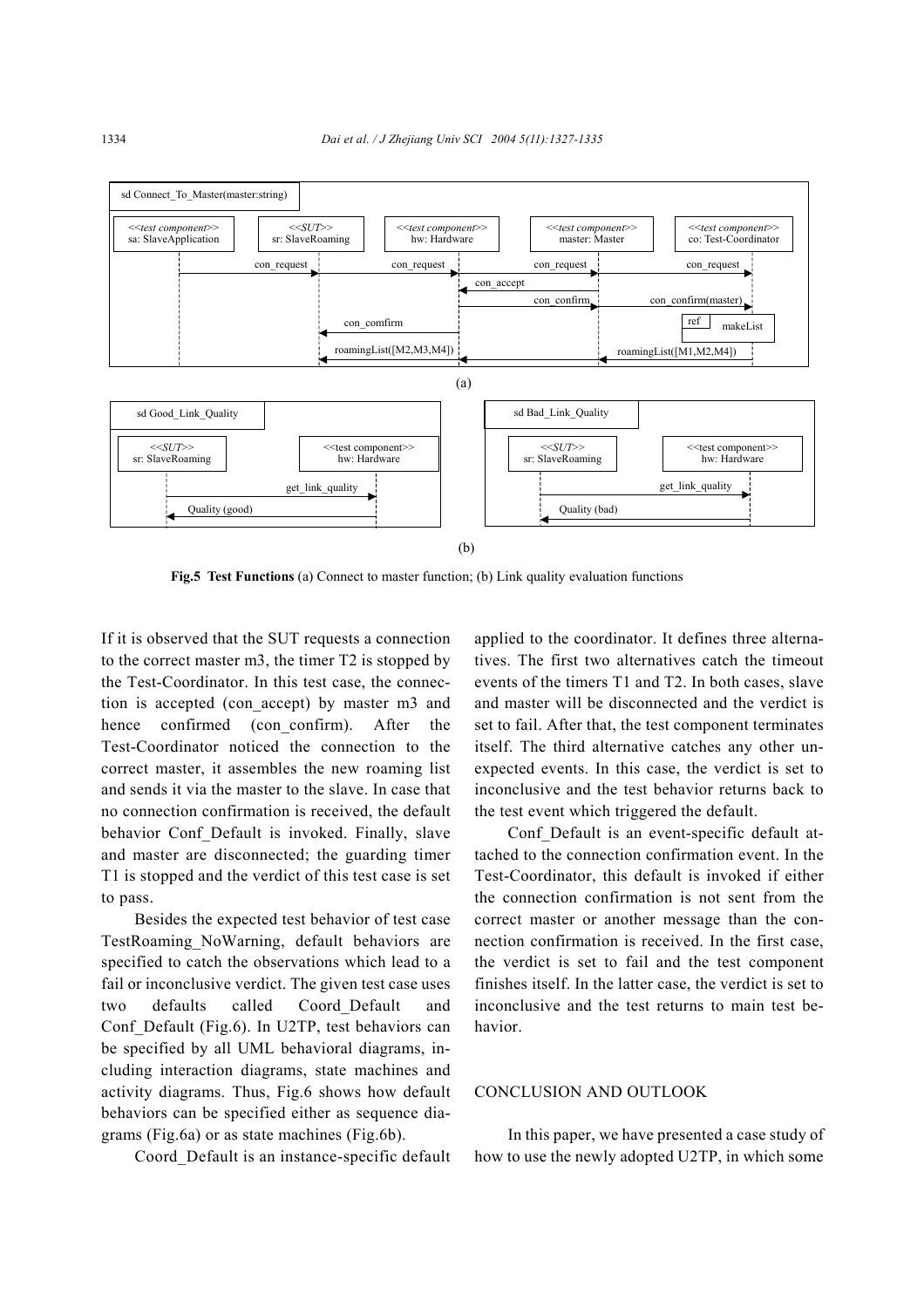**Fig.5 Test Functions** (a) Connect to master function; (b) Link quality evaluation functions

If it is observed that the SUT requests a connection to the correct master m3, the timer T2 is stopped by the Test-Coordinator. In this test case, the connection is accepted (con_accept) by master m3 and hence confirmed (con_confirm). After the Test-Coordinator noticed the connection to the correct master, it assembles the new roaming list and sends it via the master to the slave. In case that no connection confirmation is received, the default behavior Conf_Default is invoked. Finally, slave and master are disconnected; the guarding timer T1 is stopped and the verdict of this test case is set to pass.

Besides the expected test behavior of test case TestRoaming_NoWarning, default behaviors are specified to catch the observations which lead to a fail or inconclusive verdict. The given test case uses two defaults called Coord_Default and Conf_Default (Fig.6). In U2TP, test behaviors can be specified by all UML behavioral diagrams, including interaction diagrams, state machines and activity diagrams. Thus, Fig.6 shows how default behaviors can be specified either as sequence diagrams (Fig.6a) or as state machines (Fig.6b).

Coord_Default is an instance-specific default applied to the coordinator. It defines three alternatives. The first two alternatives catch the timeout events of the timers T1 and T2. In both cases, slave and master will be disconnected and the verdict is set to fail. After that, the test component terminates itself. The third alternative catches any other unexpected events. In this case, the verdict is set to inconclusive and the test behavior returns back to the test event which triggered the default.

Conf_Default is an event-specific default attached to the connection confirmation event. In the Test-Coordinator, this default is invoked if either the connection confirmation is not sent from the correct master or another message than the connection confirmation is received. In the first case, the verdict is set to fail and the test component finishes itself. In the latter case, the verdict is set to inconclusive and the test returns to main test behavior.

## CONCLUSION AND OUTLOOK

In this paper, we have presented a case study of how to use the newly adopted U2TP, in which some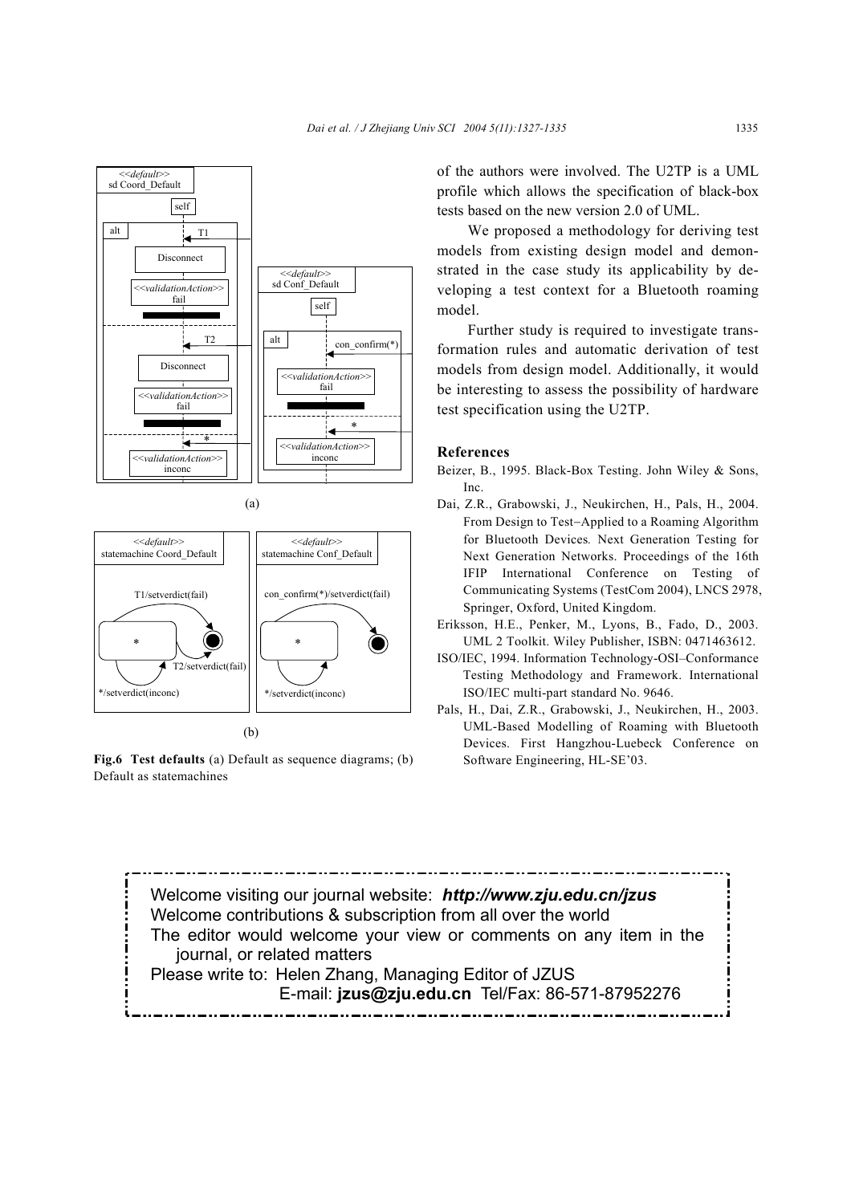<<default>>
sd Coord_Default

self

alt

T1

Disconnect

<<validationAction>>
fail

T2

Disconnect

<<validationAction>>
fail

*

<<validationAction>>
inconc

<<default>>
sd Conf_Default

self

alt

con_confirm(*)

<<validationAction>>
fail

*

<<validationAction>>
inconc

(a)

<<default>>
statemachine Coord_Default

T1/setverdict(fail)

*

T2/setverdict(fail)

*/setverdict(inconc)

<<default>>
statemachine Conf_Default

con_confirm(*)/setverdict(fail)

*

*/setverdict(inconc)

(b)

**Fig.6 Test defaults** (a) Default as sequence diagrams; (b) Default as statemachines

of the authors were involved. The U2TP is a UML profile which allows the specification of black-box tests based on the new version 2.0 of UML.

We proposed a methodology for deriving test models from existing design model and demonstrated in the case study its applicability by developing a test context for a Bluetooth roaming model.

Further study is required to investigate transformation rules and automatic derivation of test models from design model. Additionally, it would be interesting to assess the possibility of hardware test specification using the U2TP.

## References

Beizer, B., 1995. Black-Box Testing. John Wiley & Sons, Inc.

Dai, Z.R., Grabowski, J., Neukirchen, H., Pals, H., 2004. From Design to Test−Applied to a Roaming Algorithm for Bluetooth Devices*.* Next Generation Testing for Next Generation Networks. Proceedings of the 16th IFIP International Conference on Testing of Communicating Systems (TestCom 2004), LNCS 2978, Springer, Oxford, United Kingdom.

Eriksson, H.E., Penker, M., Lyons, B., Fado, D., 2003. UML 2 Toolkit. Wiley Publisher, ISBN: 0471463612.

ISO/IEC, 1994. Information Technology-OSI–Conformance Testing Methodology and Framework. International ISO/IEC multi-part standard No. 9646.

Pals, H., Dai, Z.R., Grabowski, J., Neukirchen, H., 2003. UML-Based Modelling of Roaming with Bluetooth Devices. First Hangzhou-Luebeck Conference on Software Engineering, HL-SE'03.

---

Welcome visiting our journal website: ***http://www.zju.edu.cn/jzus***
Welcome contributions & subscription from all over the world
The editor would welcome your view or comments on any item in the journal, or related matters
Please write to: Helen Zhang, Managing Editor of JZUS
E-mail: **jzus@zju.edu.cn** Tel/Fax: 86-571-87952276